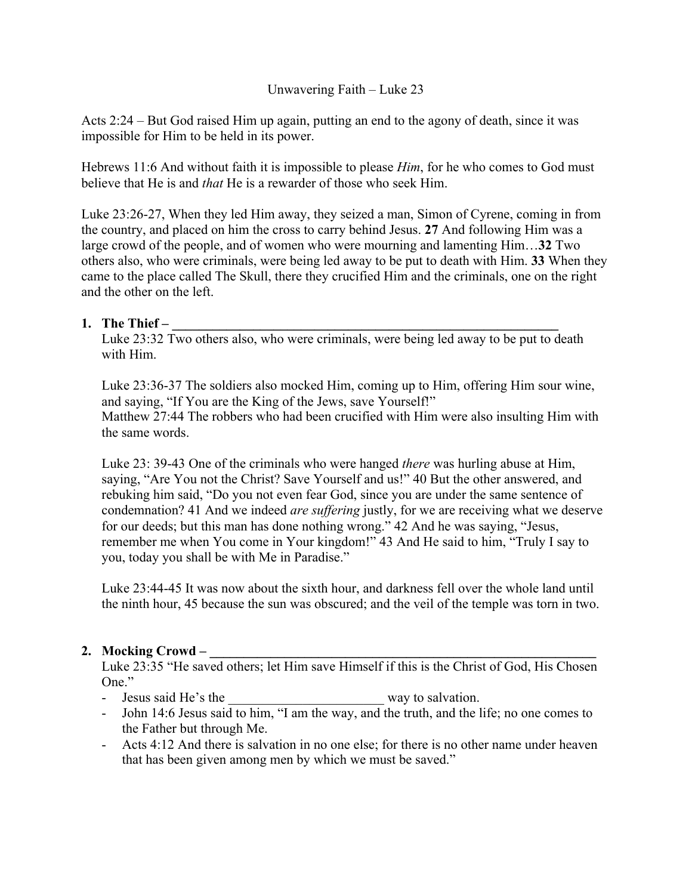# Unwavering Faith – Luke 23

Acts 2:24 – But God raised Him up again, putting an end to the agony of death, since it was impossible for Him to be held in its power.

Hebrews 11:6 And without faith it is impossible to please *Him*, for he who comes to God must believe that He is and *that* He is a rewarder of those who seek Him.

Luke 23:26-27, When they led Him away, they seized a man, Simon of Cyrene, coming in from the country, and placed on him the cross to carry behind Jesus. **27** And following Him was a large crowd of the people, and of women who were mourning and lamenting Him…**32** Two others also, who were criminals, were being led away to be put to death with Him. **33** When they came to the place called The Skull, there they crucified Him and the criminals, one on the right and the other on the left.

1. **The Thief – ______________________________________________________________**

   Luke 23:32 Two others also, who were criminals, were being led away to be put to death with Him.

   Luke 23:36-37 The soldiers also mocked Him, coming up to Him, offering Him sour wine, and saying, "If You are the King of the Jews, save Yourself!"
   Matthew 27:44 The robbers who had been crucified with Him were also insulting Him with the same words.

   Luke 23: 39-43 One of the criminals who were hanged *there* was hurling abuse at Him, saying, "Are You not the Christ? Save Yourself and us!" 40 But the other answered, and rebuking him said, "Do you not even fear God, since you are under the same sentence of condemnation? 41 And we indeed *are suffering* justly, for we are receiving what we deserve for our deeds; but this man has done nothing wrong." 42 And he was saying, "Jesus, remember me when You come in Your kingdom!" 43 And He said to him, "Truly I say to you, today you shall be with Me in Paradise."

   Luke 23:44-45 It was now about the sixth hour, and darkness fell over the whole land until the ninth hour, 45 because the sun was obscured; and the veil of the temple was torn in two.

2. **Mocking Crowd – ___________________________________________________________**

   Luke 23:35 "He saved others; let Him save Himself if this is the Christ of God, His Chosen One."
   - Jesus said He's the ______________________ way to salvation.
   - John 14:6 Jesus said to him, "I am the way, and the truth, and the life; no one comes to the Father but through Me.
   - Acts 4:12 And there is salvation in no one else; for there is no other name under heaven that has been given among men by which we must be saved."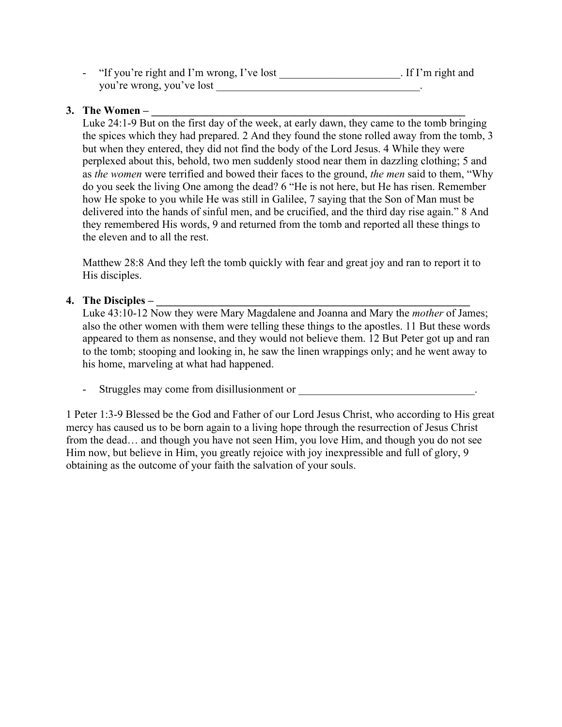- "If you're right and I'm wrong, I've lost ______________________. If I'm right and you're wrong, you've lost ______________________________________.

3. **The Women – ___________________________________________________________**
   Luke 24:1-9 But on the first day of the week, at early dawn, they came to the tomb bringing the spices which they had prepared. 2 And they found the stone rolled away from the tomb, 3 but when they entered, they did not find the body of the Lord Jesus. 4 While they were perplexed about this, behold, two men suddenly stood near them in dazzling clothing; 5 and as *the women* were terrified and bowed their faces to the ground, *the men* said to them, "Why do you seek the living One among the dead? 6 "He is not here, but He has risen. Remember how He spoke to you while He was still in Galilee, 7 saying that the Son of Man must be delivered into the hands of sinful men, and be crucified, and the third day rise again." 8 And they remembered His words, 9 and returned from the tomb and reported all these things to the eleven and to all the rest.

   Matthew 28:8 And they left the tomb quickly with fear and great joy and ran to report it to His disciples.

4. **The Disciples – ___________________________________________________________**
   Luke 43:10-12 Now they were Mary Magdalene and Joanna and Mary the *mother* of James; also the other women with them were telling these things to the apostles. 11 But these words appeared to them as nonsense, and they would not believe them. 12 But Peter got up and ran to the tomb; stooping and looking in, he saw the linen wrappings only; and he went away to his home, marveling at what had happened.

   - Struggles may come from disillusionment or _________________________________.

1 Peter 1:3-9 Blessed be the God and Father of our Lord Jesus Christ, who according to His great mercy has caused us to be born again to a living hope through the resurrection of Jesus Christ from the dead… and though you have not seen Him, you love Him, and though you do not see Him now, but believe in Him, you greatly rejoice with joy inexpressible and full of glory, 9 obtaining as the outcome of your faith the salvation of your souls.